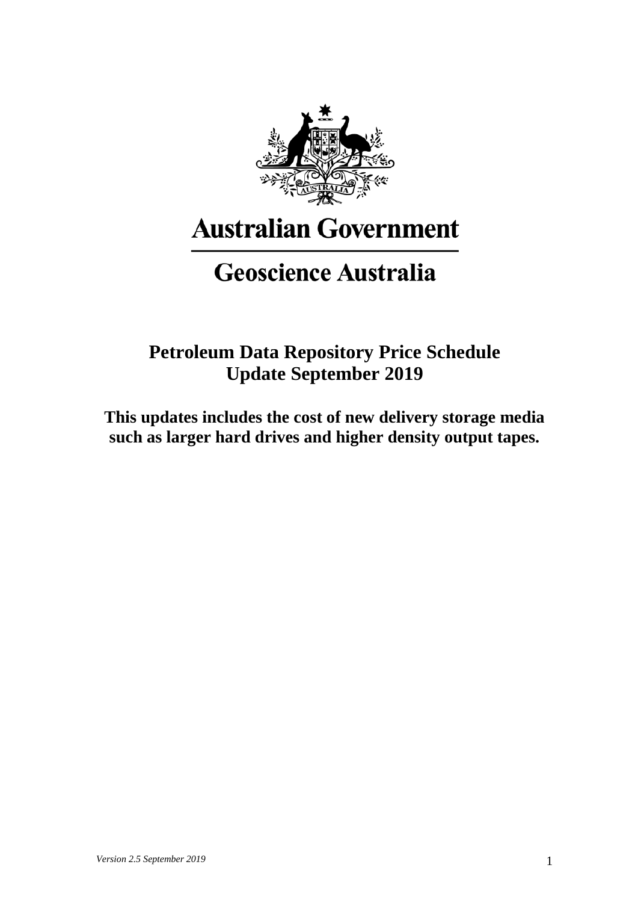**Australian Government**

**Geoscience Australia**

# Petroleum Data Repository Price Schedule
# Update September 2019

**This updates includes the cost of new delivery storage media such as larger hard drives and higher density output tapes.**

*Version 2.5 September 2019*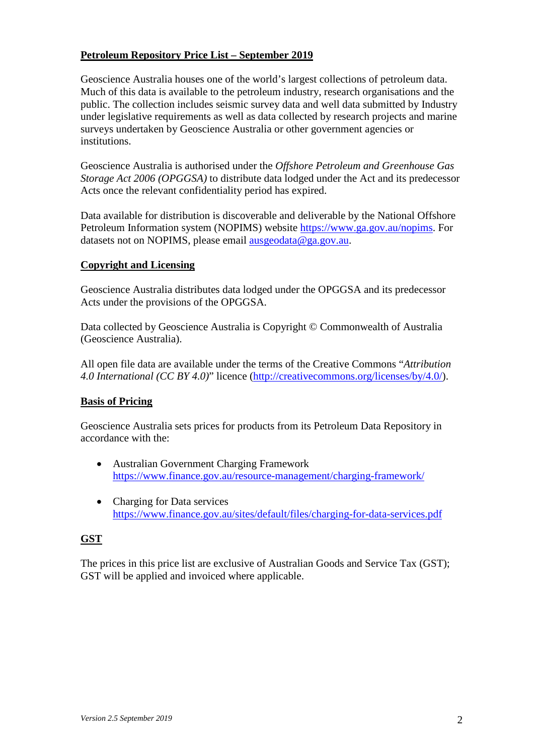## Petroleum Repository Price List – September 2019

Geoscience Australia houses one of the world's largest collections of petroleum data. Much of this data is available to the petroleum industry, research organisations and the public. The collection includes seismic survey data and well data submitted by Industry under legislative requirements as well as data collected by research projects and marine surveys undertaken by Geoscience Australia or other government agencies or institutions.

Geoscience Australia is authorised under the *Offshore Petroleum and Greenhouse Gas Storage Act 2006 (OPGGSA)* to distribute data lodged under the Act and its predecessor Acts once the relevant confidentiality period has expired.

Data available for distribution is discoverable and deliverable by the National Offshore Petroleum Information system (NOPIMS) website https://www.ga.gov.au/nopims. For datasets not on NOPIMS, please email ausgeodata@ga.gov.au.

### Copyright and Licensing

Geoscience Australia distributes data lodged under the OPGGSA and its predecessor Acts under the provisions of the OPGGSA.

Data collected by Geoscience Australia is Copyright © Commonwealth of Australia (Geoscience Australia).

All open file data are available under the terms of the Creative Commons "*Attribution 4.0 International (CC BY 4.0)*" licence (http://creativecommons.org/licenses/by/4.0/).

### Basis of Pricing

Geoscience Australia sets prices for products from its Petroleum Data Repository in accordance with the:

- Australian Government Charging Framework
  https://www.finance.gov.au/resource-management/charging-framework/
- Charging for Data services
  https://www.finance.gov.au/sites/default/files/charging-for-data-services.pdf

### GST

The prices in this price list are exclusive of Australian Goods and Service Tax (GST); GST will be applied and invoiced where applicable.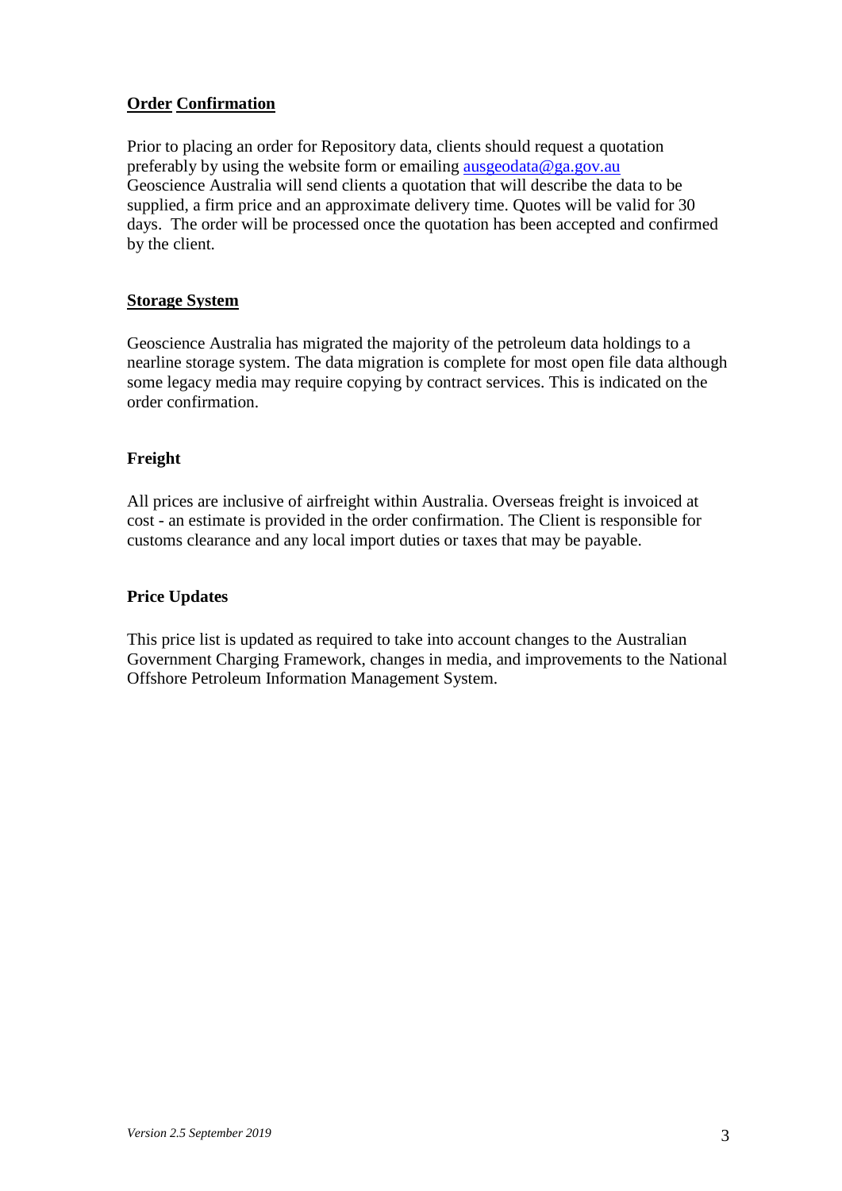## **Order Confirmation**

Prior to placing an order for Repository data, clients should request a quotation preferably by using the website form or emailing ausgeodata@ga.gov.au Geoscience Australia will send clients a quotation that will describe the data to be supplied, a firm price and an approximate delivery time. Quotes will be valid for 30 days. The order will be processed once the quotation has been accepted and confirmed by the client.

## **Storage System**

Geoscience Australia has migrated the majority of the petroleum data holdings to a nearline storage system. The data migration is complete for most open file data although some legacy media may require copying by contract services. This is indicated on the order confirmation.

## **Freight**

All prices are inclusive of airfreight within Australia. Overseas freight is invoiced at cost - an estimate is provided in the order confirmation. The Client is responsible for customs clearance and any local import duties or taxes that may be payable.

## **Price Updates**

This price list is updated as required to take into account changes to the Australian Government Charging Framework, changes in media, and improvements to the National Offshore Petroleum Information Management System.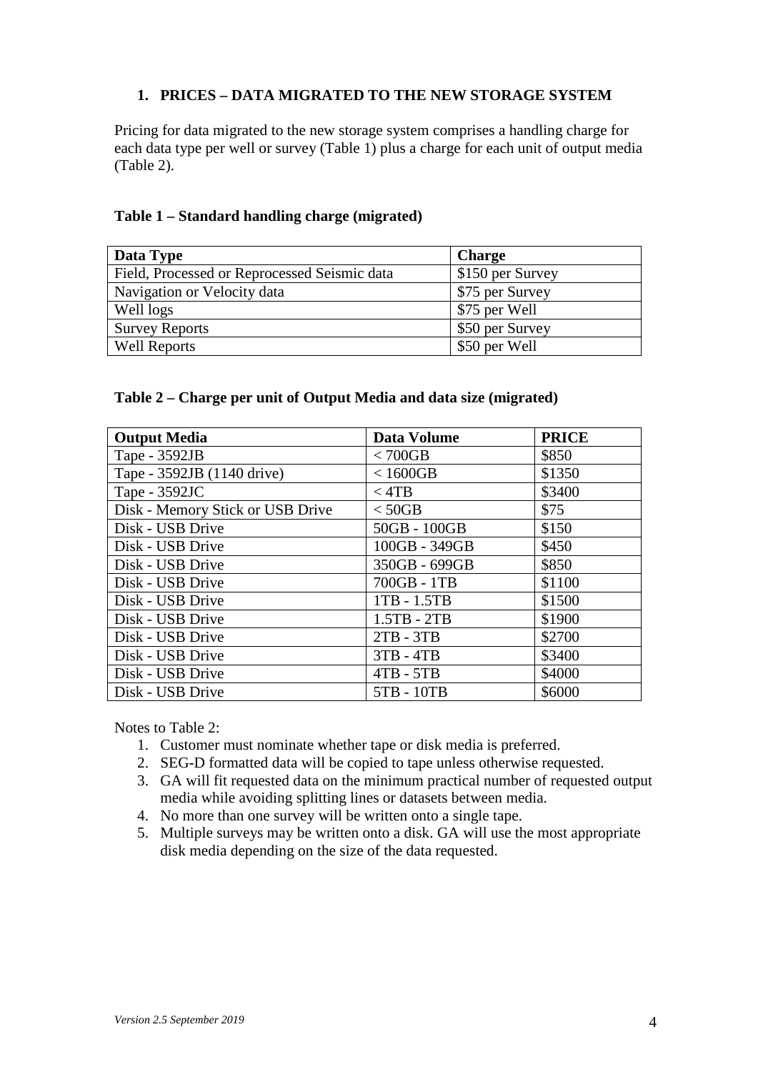## 1. PRICES – DATA MIGRATED TO THE NEW STORAGE SYSTEM

Pricing for data migrated to the new storage system comprises a handling charge for each data type per well or survey (Table 1) plus a charge for each unit of output media (Table 2).

**Table 1 – Standard handling charge (migrated)**

| Data Type | Charge |
|---|---|
| Field, Processed or Reprocessed Seismic data | $150 per Survey |
| Navigation or Velocity data | $75 per Survey |
| Well logs | $75 per Well |
| Survey Reports | $50 per Survey |
| Well Reports | $50 per Well |

**Table 2 – Charge per unit of Output Media and data size (migrated)**

| Output Media | Data Volume | PRICE |
|---|---|---|
| Tape - 3592JB | < 700GB | $850 |
| Tape - 3592JB (1140 drive) | < 1600GB | $1350 |
| Tape - 3592JC | < 4TB | $3400 |
| Disk - Memory Stick or USB Drive | < 50GB | $75 |
| Disk - USB Drive | 50GB - 100GB | $150 |
| Disk - USB Drive | 100GB - 349GB | $450 |
| Disk - USB Drive | 350GB - 699GB | $850 |
| Disk - USB Drive | 700GB - 1TB | $1100 |
| Disk - USB Drive | 1TB - 1.5TB | $1500 |
| Disk - USB Drive | 1.5TB - 2TB | $1900 |
| Disk - USB Drive | 2TB - 3TB | $2700 |
| Disk - USB Drive | 3TB - 4TB | $3400 |
| Disk - USB Drive | 4TB - 5TB | $4000 |
| Disk - USB Drive | 5TB - 10TB | $6000 |

Notes to Table 2:

1. Customer must nominate whether tape or disk media is preferred.
2. SEG-D formatted data will be copied to tape unless otherwise requested.
3. GA will fit requested data on the minimum practical number of requested output media while avoiding splitting lines or datasets between media.
4. No more than one survey will be written onto a single tape.
5. Multiple surveys may be written onto a disk. GA will use the most appropriate disk media depending on the size of the data requested.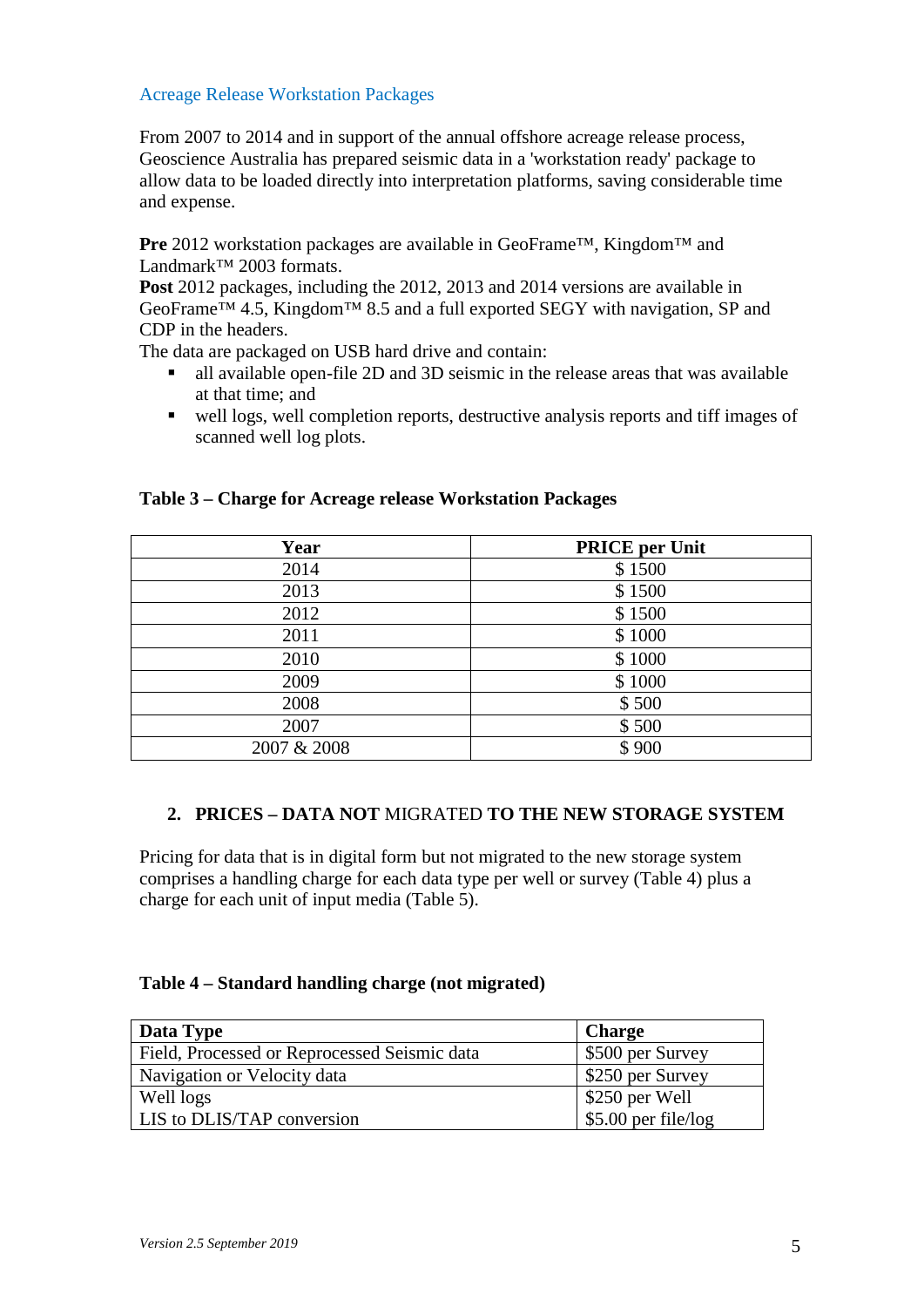### Acreage Release Workstation Packages

From 2007 to 2014 and in support of the annual offshore acreage release process, Geoscience Australia has prepared seismic data in a 'workstation ready' package to allow data to be loaded directly into interpretation platforms, saving considerable time and expense.

**Pre** 2012 workstation packages are available in GeoFrame™, Kingdom™ and Landmark™ 2003 formats.
**Post** 2012 packages, including the 2012, 2013 and 2014 versions are available in GeoFrame™ 4.5, Kingdom™ 8.5 and a full exported SEGY with navigation, SP and CDP in the headers.
The data are packaged on USB hard drive and contain:

- all available open-file 2D and 3D seismic in the release areas that was available at that time; and
- well logs, well completion reports, destructive analysis reports and tiff images of scanned well log plots.

**Table 3 – Charge for Acreage release Workstation Packages**

| Year | PRICE per Unit |
|---|---|
| 2014 | $ 1500 |
| 2013 | $ 1500 |
| 2012 | $ 1500 |
| 2011 | $ 1000 |
| 2010 | $ 1000 |
| 2009 | $ 1000 |
| 2008 | $ 500 |
| 2007 | $ 500 |
| 2007 & 2008 | $ 900 |

## 2. PRICES – DATA NOT MIGRATED TO THE NEW STORAGE SYSTEM

Pricing for data that is in digital form but not migrated to the new storage system comprises a handling charge for each data type per well or survey (Table 4) plus a charge for each unit of input media (Table 5).

**Table 4 – Standard handling charge (not migrated)**

| Data Type | Charge |
|---|---|
| Field, Processed or Reprocessed Seismic data | $500 per Survey |
| Navigation or Velocity data | $250 per Survey |
| Well logs | $250 per Well |
| LIS to DLIS/TAP conversion | $5.00 per file/log |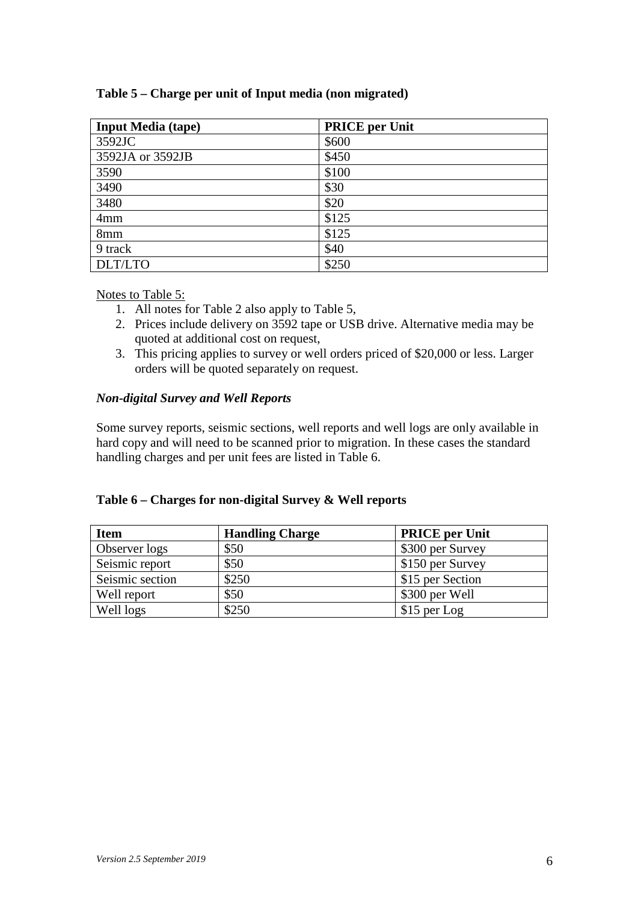**Table 5 – Charge per unit of Input media (non migrated)**

| Input Media (tape) | PRICE per Unit |
| --- | --- |
| 3592JC | \$600 |
| 3592JA or 3592JB | \$450 |
| 3590 | \$100 |
| 3490 | \$30 |
| 3480 | \$20 |
| 4mm | \$125 |
| 8mm | \$125 |
| 9 track | \$40 |
| DLT/LTO | \$250 |

Notes to Table 5:

1. All notes for Table 2 also apply to Table 5,
2. Prices include delivery on 3592 tape or USB drive. Alternative media may be quoted at additional cost on request,
3. This pricing applies to survey or well orders priced of \$20,000 or less. Larger orders will be quoted separately on request.

### *Non-digital Survey and Well Reports*

Some survey reports, seismic sections, well reports and well logs are only available in hard copy and will need to be scanned prior to migration. In these cases the standard handling charges and per unit fees are listed in Table 6.

**Table 6 – Charges for non-digital Survey & Well reports**

| Item | Handling Charge | PRICE per Unit |
| --- | --- | --- |
| Observer logs | \$50 | \$300 per Survey |
| Seismic report | \$50 | \$150 per Survey |
| Seismic section | \$250 | \$15 per Section |
| Well report | \$50 | \$300 per Well |
| Well logs | \$250 | \$15 per Log |

*Version 2.5 September 2019*